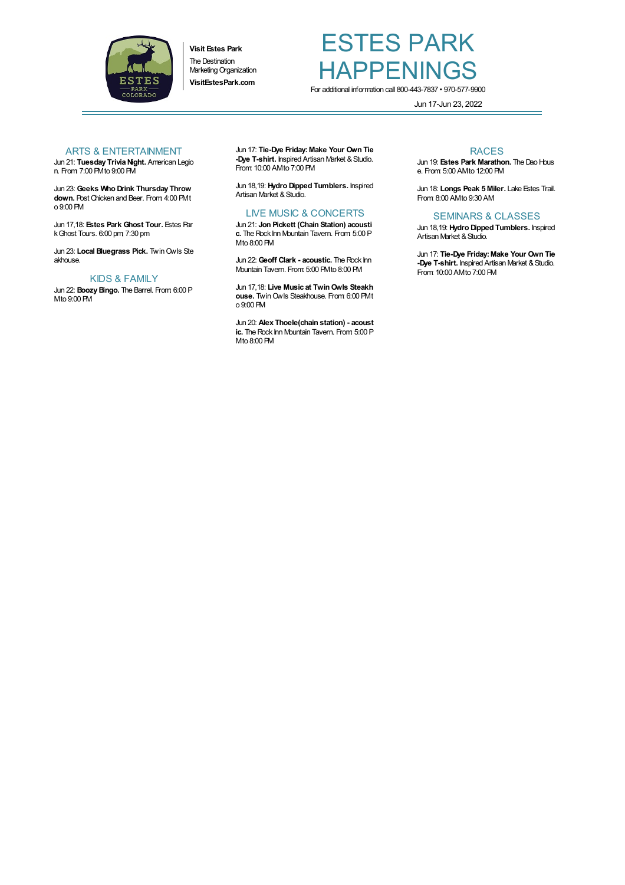**Visit Estes Park**
The Destination Marketing Organization
**VisitEstesPark.com**

# ESTES PARK HAPPENINGS

For additional information call 800-443-7837 • 970-577-9900

Jun 17-Jun 23, 2022

## ARTS & ENTERTAINMENT

Jun 21: **Tuesday Trivia Night.** American Legion. From: 7:00 PM to 9:00 PM

Jun 23: **Geeks Who Drink Thursday Throwdown.** Post Chicken and Beer. From: 4:00 PM to 9:00 PM

Jun 17,18: **Estes Park Ghost Tour.** Estes Park Ghost Tours. 6:00 pm; 7:30 pm

Jun 23: **Local Bluegrass Pick.** Twin Owls Steakhouse.

## KIDS & FAMILY

Jun 22: **Boozy Bingo.** The Barrel. From: 6:00 PM to 9:00 PM

Jun 17: **Tie-Dye Friday: Make Your Own Tie-Dye T-shirt.** Inspired Artisan Market & Studio. From: 10:00 AM to 7:00 PM

Jun 18,19: **Hydro Dipped Tumblers.** Inspired Artisan Market & Studio.

## LIVE MUSIC & CONCERTS

Jun 21: **Jon Pickett (Chain Station) acoustic.** The Rock Inn Mountain Tavern. From: 5:00 PM to 8:00 PM

Jun 22: **Geoff Clark - acoustic.** The Rock Inn Mountain Tavern. From: 5:00 PM to 8:00 PM

Jun 17,18: **Live Music at Twin Owls Steakhouse.** Twin Owls Steakhouse. From: 6:00 PM to 9:00 PM

Jun 20: **Alex Thoele(chain station) - acoustic.** The Rock Inn Mountain Tavern. From: 5:00 PM to 8:00 PM

## RACES

Jun 19: **Estes Park Marathon.** The Dao House. From: 5:00 AM to 12:00 PM

Jun 18: **Longs Peak 5 Miler.** Lake Estes Trail. From: 8:00 AM to 9:30 AM

## SEMINARS & CLASSES

Jun 18,19: **Hydro Dipped Tumblers.** Inspired Artisan Market & Studio.

Jun 17: **Tie-Dye Friday: Make Your Own Tie-Dye T-shirt.** Inspired Artisan Market & Studio. From: 10:00 AM to 7:00 PM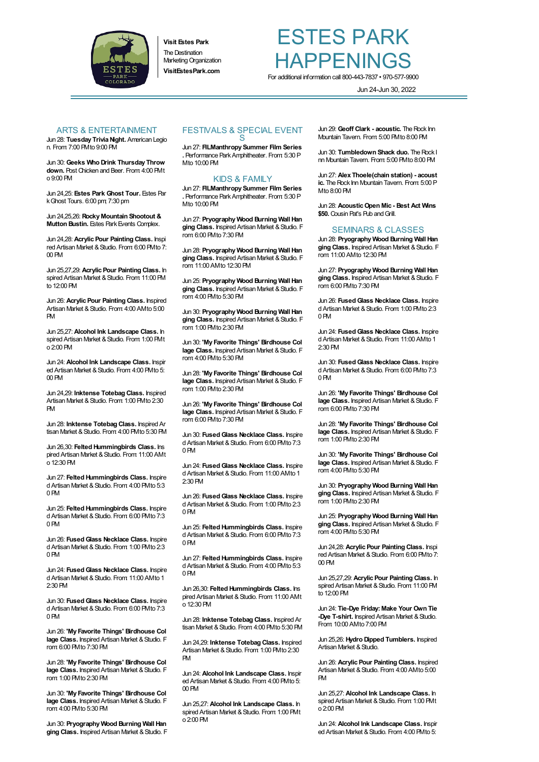Visit Estes Park
The Destination Marketing Organization
VisitEstesPark.com

# ESTES PARK HAPPENINGS

For additional information call 800-443-7837 • 970-577-9900

Jun 24-Jun 30, 2022

## ARTS & ENTERTAINMENT

Jun 28: **Tuesday Trivia Night.** American Legion. From: 7:00 PM to 9:00 PM

Jun 30: **Geeks Who Drink Thursday Throwdown.** Post Chicken and Beer. From: 4:00 PM to 9:00 PM

Jun 24,25: **Estes Park Ghost Tour.** Estes Park Ghost Tours. 6:00 pm; 7:30 pm

Jun 24,25,26: **Rocky Mountain Shootout & Mutton Bustin.** Estes Park Events Complex.

Jun 24,28: **Acrylic Pour Painting Class.** Inspired Artisan Market & Studio. From: 6:00 PM to 7:00 PM

Jun 25,27,29: **Acrylic Pour Painting Class.** Inspired Artisan Market & Studio. From: 11:00 PM to 12:00 PM

Jun 26: **Acrylic Pour Painting Class.** Inspired Artisan Market & Studio. From: 4:00 AM to 5:00 PM

Jun 25,27: **Alcohol Ink Landscape Class.** Inspired Artisan Market & Studio. From: 1:00 PM to 2:00 PM

Jun 24: **Alcohol Ink Landscape Class.** Inspired Artisan Market & Studio. From: 4:00 PM to 5:00 PM

Jun 24,29: **Inktense Totebag Class.** Inspired Artisan Market & Studio. From: 1:00 PM to 2:30 PM

Jun 28: **Inktense Totebag Class.** Inspired Artisan Market & Studio. From: 4:00 PM to 5:30 PM

Jun 26,30: **Felted Hummingbirds Class.** Inspired Artisan Market & Studio. From: 11:00 AM to 12:30 PM

Jun 27: **Felted Hummingbirds Class.** Inspired Artisan Market & Studio. From: 4:00 PM to 5:30 PM

Jun 25: **Felted Hummingbirds Class.** Inspired Artisan Market & Studio. From: 6:00 PM to 7:30 PM

Jun 26: **Fused Glass Necklace Class.** Inspired Artisan Market & Studio. From: 1:00 PM to 2:30 PM

Jun 24: **Fused Glass Necklace Class.** Inspired Artisan Market & Studio. From: 11:00 AM to 12:30 PM

Jun 30: **Fused Glass Necklace Class.** Inspired Artisan Market & Studio. From: 6:00 PM to 7:30 PM

Jun 26: **'My Favorite Things' Birdhouse Collage Class.** Inspired Artisan Market & Studio. From: 6:00 PM to 7:30 PM

Jun 28: **'My Favorite Things' Birdhouse Collage Class.** Inspired Artisan Market & Studio. From: 1:00 PM to 2:30 PM

Jun 30: **'My Favorite Things' Birdhouse Collage Class.** Inspired Artisan Market & Studio. From: 4:00 PM to 5:30 PM

Jun 30: **Pryography Wood Burning Wall Hanging Class.** Inspired Artisan Market & Studio. F

## FESTIVALS & SPECIAL EVENTS

Jun 27: **FILManthropy Summer Film Series.** Performance Park Amphitheater. From: 5:30 PM to 10:00 PM

## KIDS & FAMILY

Jun 27: **FILManthropy Summer Film Series.** Performance Park Amphitheater. From: 5:30 PM to 10:00 PM

Jun 27: **Pryography Wood Burning Wall Hanging Class.** Inspired Artisan Market & Studio. From: 6:00 PM to 7:30 PM

Jun 28: **Pryography Wood Burning Wall Hanging Class.** Inspired Artisan Market & Studio. From: 11:00 AM to 12:30 PM

Jun 25: **Pryography Wood Burning Wall Hanging Class.** Inspired Artisan Market & Studio. From: 4:00 PM to 5:30 PM

Jun 30: **Pryography Wood Burning Wall Hanging Class.** Inspired Artisan Market & Studio. From: 1:00 PM to 2:30 PM

Jun 30: **'My Favorite Things' Birdhouse Collage Class.** Inspired Artisan Market & Studio. From: 4:00 PM to 5:30 PM

Jun 28: **'My Favorite Things' Birdhouse Collage Class.** Inspired Artisan Market & Studio. From: 1:00 PM to 2:30 PM

Jun 26: **'My Favorite Things' Birdhouse Collage Class.** Inspired Artisan Market & Studio. From: 6:00 PM to 7:30 PM

Jun 30: **Fused Glass Necklace Class.** Inspired Artisan Market & Studio. From: 6:00 PM to 7:30 PM

Jun 24: **Fused Glass Necklace Class.** Inspired Artisan Market & Studio. From: 11:00 AM to 12:30 PM

Jun 26: **Fused Glass Necklace Class.** Inspired Artisan Market & Studio. From: 1:00 PM to 2:30 PM

Jun 25: **Felted Hummingbirds Class.** Inspired Artisan Market & Studio. From: 6:00 PM to 7:30 PM

Jun 27: **Felted Hummingbirds Class.** Inspired Artisan Market & Studio. From: 4:00 PM to 5:30 PM

Jun 26,30: **Felted Hummingbirds Class.** Inspired Artisan Market & Studio. From: 11:00 AM to 12:30 PM

Jun 28: **Inktense Totebag Class.** Inspired Artisan Market & Studio. From: 4:00 PM to 5:30 PM

Jun 24,29: **Inktense Totebag Class.** Inspired Artisan Market & Studio. From: 1:00 PM to 2:30 PM

Jun 24: **Alcohol Ink Landscape Class.** Inspired Artisan Market & Studio. From: 4:00 PM to 5:00 PM

Jun 25,27: **Alcohol Ink Landscape Class.** Inspired Artisan Market & Studio. From: 1:00 PM to 2:00 PM

Jun 29: **Geoff Clark - acoustic.** The Rock Inn Mountain Tavern. From: 5:00 PM to 8:00 PM

Jun 30: **Tumbledown Shack duo.** The Rock Inn Mountain Tavern. From: 5:00 PM to 8:00 PM

Jun 27: **Alex Thoele(chain station) - acoustic.** The Rock Inn Mountain Tavern. From: 5:00 PM to 8:00 PM

Jun 28: **Acoustic Open Mic - Best Act Wins $50.** Cousin Pat's Pub and Grill.

## SEMINARS & CLASSES

Jun 28: **Pryography Wood Burning Wall Hanging Class.** Inspired Artisan Market & Studio. From: 11:00 AM to 12:30 PM

Jun 27: **Pryography Wood Burning Wall Hanging Class.** Inspired Artisan Market & Studio. From: 6:00 PM to 7:30 PM

Jun 26: **Fused Glass Necklace Class.** Inspired Artisan Market & Studio. From: 1:00 PM to 2:30 PM

Jun 24: **Fused Glass Necklace Class.** Inspired Artisan Market & Studio. From: 11:00 AM to 12:30 PM

Jun 30: **Fused Glass Necklace Class.** Inspired Artisan Market & Studio. From: 6:00 PM to 7:30 PM

Jun 26: **'My Favorite Things' Birdhouse Collage Class.** Inspired Artisan Market & Studio. From: 6:00 PM to 7:30 PM

Jun 28: **'My Favorite Things' Birdhouse Collage Class.** Inspired Artisan Market & Studio. From: 1:00 PM to 2:30 PM

Jun 30: **'My Favorite Things' Birdhouse Collage Class.** Inspired Artisan Market & Studio. From: 4:00 PM to 5:30 PM

Jun 30: **Pryography Wood Burning Wall Hanging Class.** Inspired Artisan Market & Studio. From: 1:00 PM to 2:30 PM

Jun 25: **Pryography Wood Burning Wall Hanging Class.** Inspired Artisan Market & Studio. From: 4:00 PM to 5:30 PM

Jun 24,28: **Acrylic Pour Painting Class.** Inspired Artisan Market & Studio. From: 6:00 PM to 7:00 PM

Jun 25,27,29: **Acrylic Pour Painting Class.** Inspired Artisan Market & Studio. From: 11:00 PM to 12:00 PM

Jun 24: **Tie-Dye Friday: Make Your Own Tie-Dye T-shirt.** Inspired Artisan Market & Studio. From: 10:00 AM to 7:00 PM

Jun 25,26: **Hydro Dipped Tumblers.** Inspired Artisan Market & Studio.

Jun 26: **Acrylic Pour Painting Class.** Inspired Artisan Market & Studio. From: 4:00 AM to 5:00 PM

Jun 25,27: **Alcohol Ink Landscape Class.** Inspired Artisan Market & Studio. From: 1:00 PM to 2:00 PM

Jun 24: **Alcohol Ink Landscape Class.** Inspired Artisan Market & Studio. From: 4:00 PM to 5: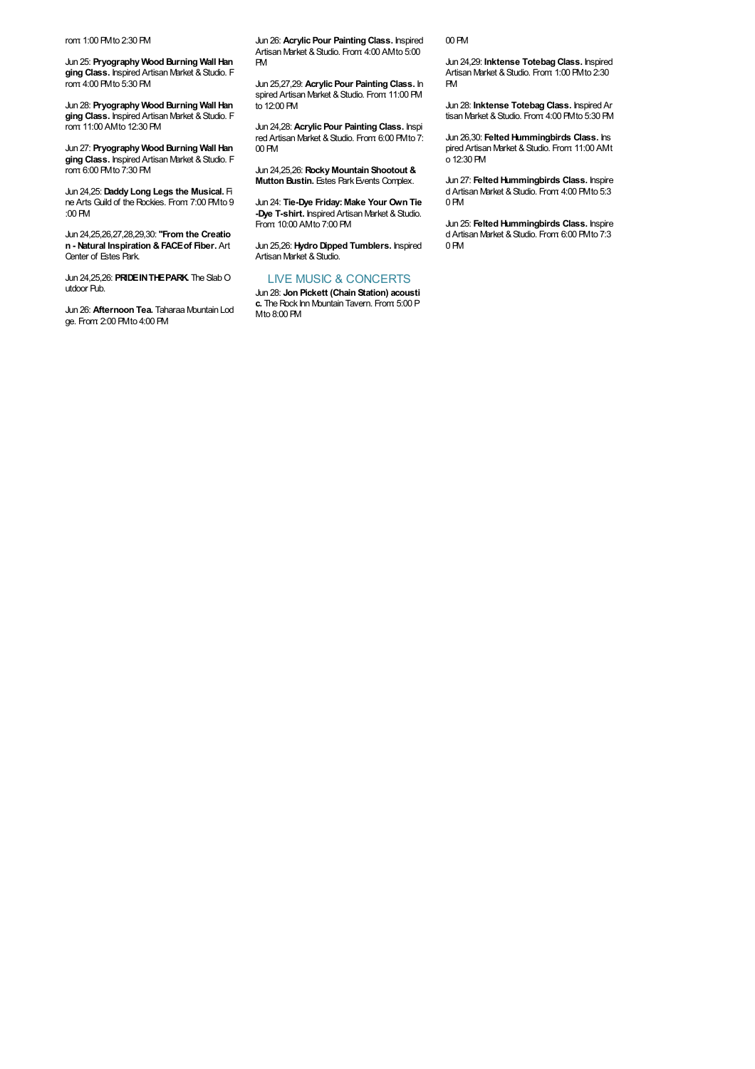rom: 1:00 PM to 2:30 PM

Jun 25: **Pryography Wood Burning Wall Hanging Class.** Inspired Artisan Market & Studio. From: 4:00 PM to 5:30 PM

Jun 28: **Pryography Wood Burning Wall Hanging Class.** Inspired Artisan Market & Studio. From: 11:00 AM to 12:30 PM

Jun 27: **Pryography Wood Burning Wall Hanging Class.** Inspired Artisan Market & Studio. From: 6:00 PM to 7:30 PM

Jun 24,25: **Daddy Long Legs the Musical.** Fine Arts Guild of the Rockies. From: 7:00 PM to 9:00 PM

Jun 24,25,26,27,28,29,30: **"From the Creation - Natural Inspiration & FACE of Fiber.** Art Center of Estes Park.

Jun 24,25,26: **PRIDE IN THE PARK.** The Slab Outdoor Pub.

Jun 26: **Afternoon Tea.** Taharaa Mountain Lodge. From: 2:00 PM to 4:00 PM

Jun 26: **Acrylic Pour Painting Class.** Inspired Artisan Market & Studio. From: 4:00 AM to 5:00 PM

Jun 25,27,29: **Acrylic Pour Painting Class.** Inspired Artisan Market & Studio. From: 11:00 PM to 12:00 PM

Jun 24,28: **Acrylic Pour Painting Class.** Inspired Artisan Market & Studio. From: 6:00 PM to 7:00 PM

Jun 24,25,26: **Rocky Mountain Shootout & Mutton Bustin.** Estes Park Events Complex.

Jun 24: **Tie-Dye Friday: Make Your Own Tie-Dye T-shirt.** Inspired Artisan Market & Studio. From: 10:00 AM to 7:00 PM

Jun 25,26: **Hydro Dipped Tumblers.** Inspired Artisan Market & Studio.

## LIVE MUSIC & CONCERTS

Jun 28: **Jon Pickett (Chain Station) acoustic.** The Rock Inn Mountain Tavern. From: 5:00 PM to 8:00 PM

00 PM

Jun 24,29: **Inktense Totebag Class.** Inspired Artisan Market & Studio. From: 1:00 PM to 2:30 PM

Jun 28: **Inktense Totebag Class.** Inspired Artisan Market & Studio. From: 4:00 PM to 5:30 PM

Jun 26,30: **Felted Hummingbirds Class.** Inspired Artisan Market & Studio. From: 11:00 AM to 12:30 PM

Jun 27: **Felted Hummingbirds Class.** Inspired Artisan Market & Studio. From: 4:00 PM to 5:30 PM

Jun 25: **Felted Hummingbirds Class.** Inspired Artisan Market & Studio. From: 6:00 PM to 7:30 PM